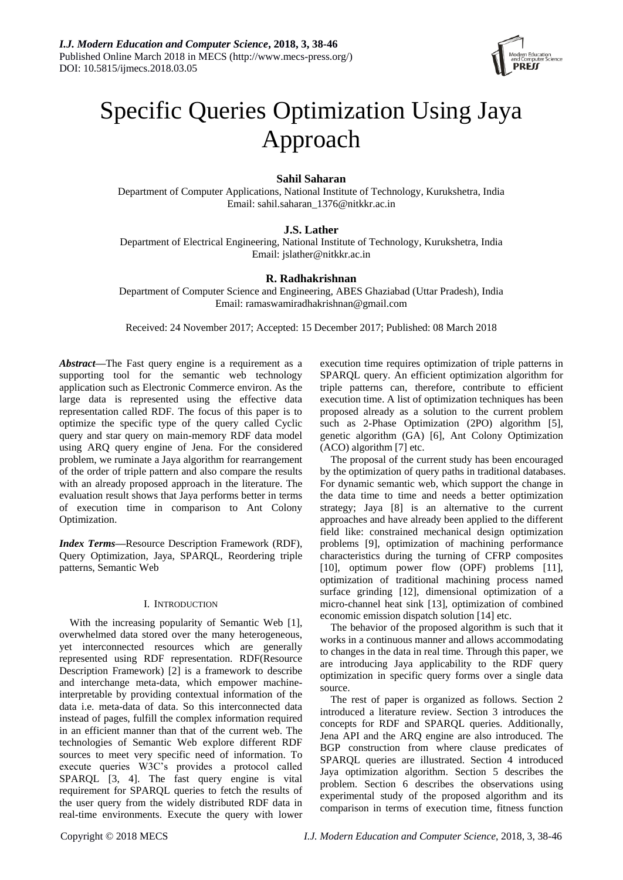# Specific Queries Optimization Using Jaya Approach

**Sahil Saharan**

Department of Computer Applications, National Institute of Technology, Kurukshetra, India
Email: sahil.saharan_1376@nitkkr.ac.in

**J.S. Lather**

Department of Electrical Engineering, National Institute of Technology, Kurukshetra, India
Email: jslather@nitkkr.ac.in

**R. Radhakrishnan**

Department of Computer Science and Engineering, ABES Ghaziabad (Uttar Pradesh), India
Email: ramaswamiradhakrishnan@gmail.com

Received: 24 November 2017; Accepted: 15 December 2017; Published: 08 March 2018

***Abstract*—**The Fast query engine is a requirement as a supporting tool for the semantic web technology application such as Electronic Commerce environ. As the large data is represented using the effective data representation called RDF. The focus of this paper is to optimize the specific type of the query called Cyclic query and star query on main-memory RDF data model using ARQ query engine of Jena. For the considered problem, we ruminate a Jaya algorithm for rearrangement of the order of triple pattern and also compare the results with an already proposed approach in the literature. The evaluation result shows that Jaya performs better in terms of execution time in comparison to Ant Colony Optimization.

***Index Terms*—**Resource Description Framework (RDF), Query Optimization, Jaya, SPARQL, Reordering triple patterns, Semantic Web

## I. Introduction

With the increasing popularity of Semantic Web [1], overwhelmed data stored over the many heterogeneous, yet interconnected resources which are generally represented using RDF representation. RDF(Resource Description Framework) [2] is a framework to describe and interchange meta-data, which empower machine-interpretable by providing contextual information of the data i.e. meta-data of data. So this interconnected data instead of pages, fulfill the complex information required in an efficient manner than that of the current web. The technologies of Semantic Web explore different RDF sources to meet very specific need of information. To execute queries W3C's provides a protocol called SPARQL [3, 4]. The fast query engine is vital requirement for SPARQL queries to fetch the results of the user query from the widely distributed RDF data in real-time environments. Execute the query with lower execution time requires optimization of triple patterns in SPARQL query. An efficient optimization algorithm for triple patterns can, therefore, contribute to efficient execution time. A list of optimization techniques has been proposed already as a solution to the current problem such as 2-Phase Optimization (2PO) algorithm [5], genetic algorithm (GA) [6], Ant Colony Optimization (ACO) algorithm [7] etc.

The proposal of the current study has been encouraged by the optimization of query paths in traditional databases. For dynamic semantic web, which support the change in the data time to time and needs a better optimization strategy; Jaya [8] is an alternative to the current approaches and have already been applied to the different field like: constrained mechanical design optimization problems [9], optimization of machining performance characteristics during the turning of CFRP composites [10], optimum power flow (OPF) problems [11], optimization of traditional machining process named surface grinding [12], dimensional optimization of a micro-channel heat sink [13], optimization of combined economic emission dispatch solution [14] etc.

The behavior of the proposed algorithm is such that it works in a continuous manner and allows accommodating to changes in the data in real time. Through this paper, we are introducing Jaya applicability to the RDF query optimization in specific query forms over a single data source.

The rest of paper is organized as follows. Section 2 introduced a literature review. Section 3 introduces the concepts for RDF and SPARQL queries. Additionally, Jena API and the ARQ engine are also introduced. The BGP construction from where clause predicates of SPARQL queries are illustrated. Section 4 introduced Jaya optimization algorithm. Section 5 describes the problem. Section 6 describes the observations using experimental study of the proposed algorithm and its comparison in terms of execution time, fitness function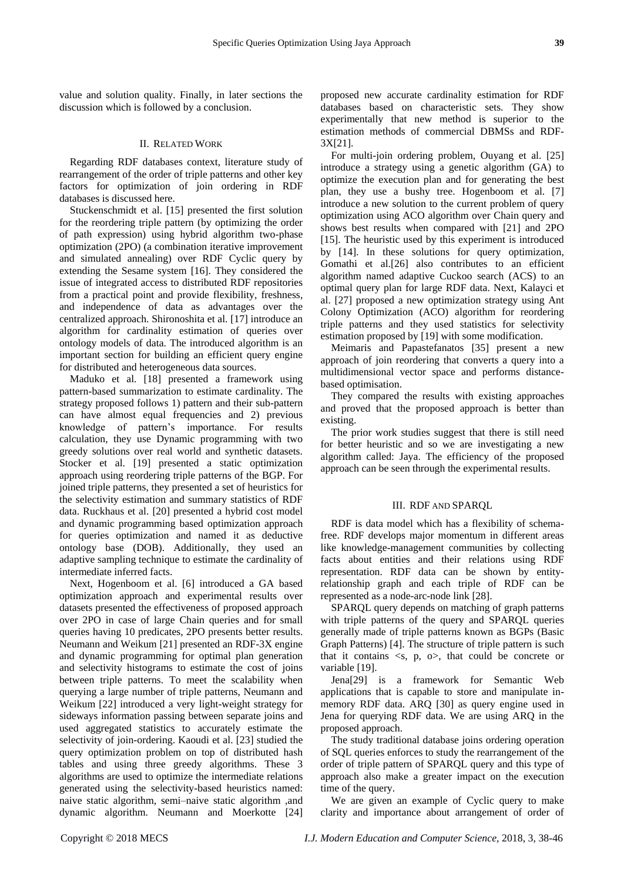value and solution quality. Finally, in later sections the discussion which is followed by a conclusion.

## II. Related Work

Regarding RDF databases context, literature study of rearrangement of the order of triple patterns and other key factors for optimization of join ordering in RDF databases is discussed here.

Stuckenschmidt et al. [15] presented the first solution for the reordering triple pattern (by optimizing the order of path expression) using hybrid algorithm two-phase optimization (2PO) (a combination iterative improvement and simulated annealing) over RDF Cyclic query by extending the Sesame system [16]. They considered the issue of integrated access to distributed RDF repositories from a practical point and provide flexibility, freshness, and independence of data as advantages over the centralized approach. Shironoshita et al. [17] introduce an algorithm for cardinality estimation of queries over ontology models of data. The introduced algorithm is an important section for building an efficient query engine for distributed and heterogeneous data sources.

Maduko et al. [18] presented a framework using pattern-based summarization to estimate cardinality. The strategy proposed follows 1) pattern and their sub-pattern can have almost equal frequencies and 2) previous knowledge of pattern's importance. For results calculation, they use Dynamic programming with two greedy solutions over real world and synthetic datasets. Stocker et al. [19] presented a static optimization approach using reordering triple patterns of the BGP. For joined triple patterns, they presented a set of heuristics for the selectivity estimation and summary statistics of RDF data. Ruckhaus et al. [20] presented a hybrid cost model and dynamic programming based optimization approach for queries optimization and named it as deductive ontology base (DOB). Additionally, they used an adaptive sampling technique to estimate the cardinality of intermediate inferred facts.

Next, Hogenboom et al. [6] introduced a GA based optimization approach and experimental results over datasets presented the effectiveness of proposed approach over 2PO in case of large Chain queries and for small queries having 10 predicates, 2PO presents better results. Neumann and Weikum [21] presented an RDF-3X engine and dynamic programming for optimal plan generation and selectivity histograms to estimate the cost of joins between triple patterns. To meet the scalability when querying a large number of triple patterns, Neumann and Weikum [22] introduced a very light-weight strategy for sideways information passing between separate joins and used aggregated statistics to accurately estimate the selectivity of join-ordering. Kaoudi et al. [23] studied the query optimization problem on top of distributed hash tables and using three greedy algorithms. These 3 algorithms are used to optimize the intermediate relations generated using the selectivity-based heuristics named: naive static algorithm, semi–naive static algorithm ,and dynamic algorithm. Neumann and Moerkotte [24] proposed new accurate cardinality estimation for RDF databases based on characteristic sets. They show experimentally that new method is superior to the estimation methods of commercial DBMSs and RDF-3X[21].

For multi-join ordering problem, Ouyang et al. [25] introduce a strategy using a genetic algorithm (GA) to optimize the execution plan and for generating the best plan, they use a bushy tree. Hogenboom et al. [7] introduce a new solution to the current problem of query optimization using ACO algorithm over Chain query and shows best results when compared with [21] and 2PO [15]. The heuristic used by this experiment is introduced by [14]. In these solutions for query optimization, Gomathi et al.[26] also contributes to an efficient algorithm named adaptive Cuckoo search (ACS) to an optimal query plan for large RDF data. Next, Kalayci et al. [27] proposed a new optimization strategy using Ant Colony Optimization (ACO) algorithm for reordering triple patterns and they used statistics for selectivity estimation proposed by [19] with some modification.

Meimaris and Papastefanatos [35] present a new approach of join reordering that converts a query into a multidimensional vector space and performs distance-based optimisation.

They compared the results with existing approaches and proved that the proposed approach is better than existing.

The prior work studies suggest that there is still need for better heuristic and so we are investigating a new algorithm called: Jaya. The efficiency of the proposed approach can be seen through the experimental results.

## III. RDF and SPARQL

RDF is data model which has a flexibility of schema-free. RDF develops major momentum in different areas like knowledge-management communities by collecting facts about entities and their relations using RDF representation. RDF data can be shown by entity-relationship graph and each triple of RDF can be represented as a node-arc-node link [28].

SPARQL query depends on matching of graph patterns with triple patterns of the query and SPARQL queries generally made of triple patterns known as BGPs (Basic Graph Patterns) [4]. The structure of triple pattern is such that it contains <s, p, o>, that could be concrete or variable [19].

Jena[29] is a framework for Semantic Web applications that is capable to store and manipulate in-memory RDF data. ARQ [30] as query engine used in Jena for querying RDF data. We are using ARQ in the proposed approach.

The study traditional database joins ordering operation of SQL queries enforces to study the rearrangement of the order of triple pattern of SPARQL query and this type of approach also make a greater impact on the execution time of the query.

We are given an example of Cyclic query to make clarity and importance about arrangement of order of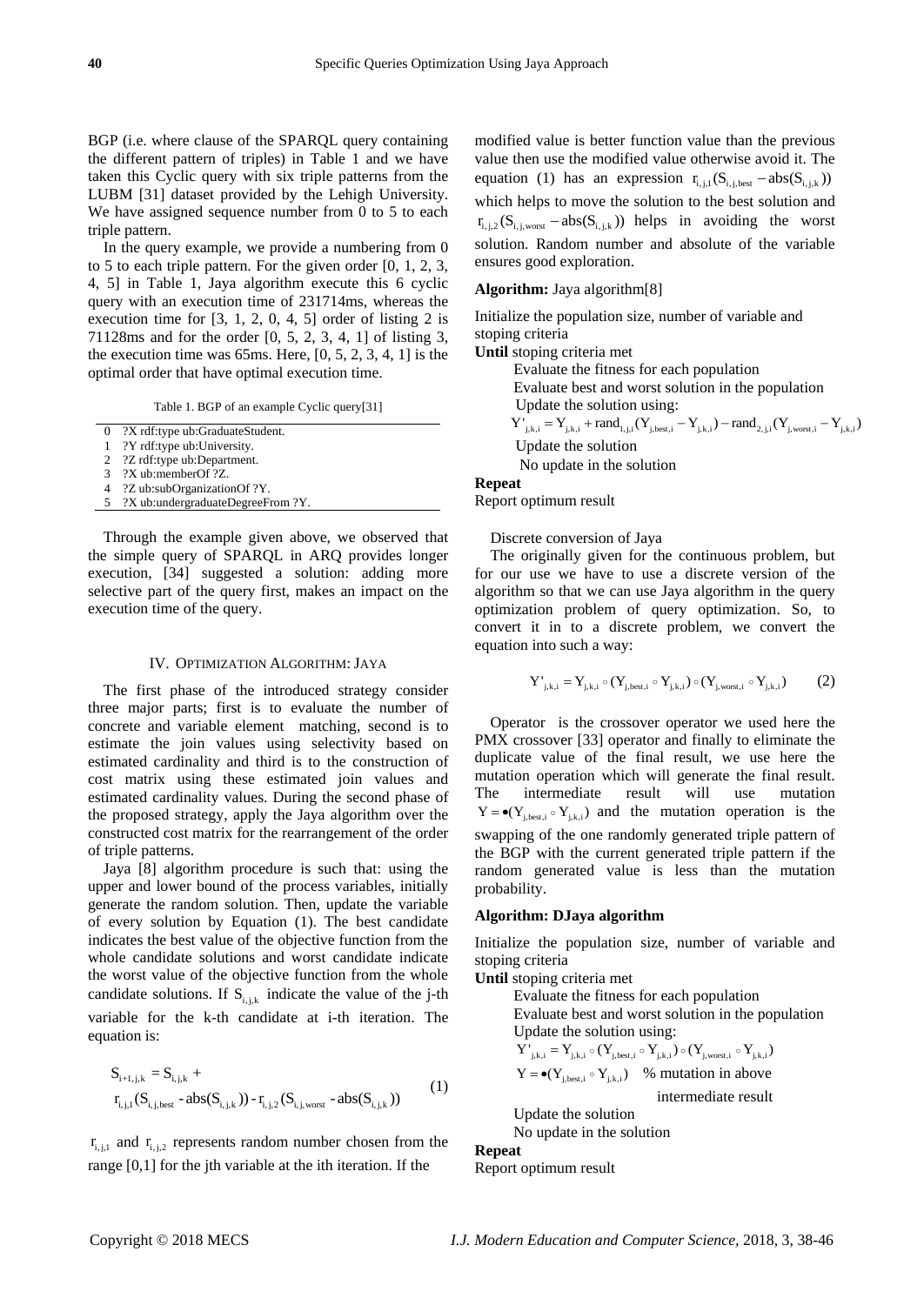BGP (i.e. where clause of the SPARQL query containing the different pattern of triples) in Table 1 and we have taken this Cyclic query with six triple patterns from the LUBM [31] dataset provided by the Lehigh University. We have assigned sequence number from 0 to 5 to each triple pattern.

In the query example, we provide a numbering from 0 to 5 to each triple pattern. For the given order [0, 1, 2, 3, 4, 5] in Table 1, Jaya algorithm execute this 6 cyclic query with an execution time of 231714ms, whereas the execution time for [3, 1, 2, 0, 4, 5] order of listing 2 is 71128ms and for the order [0, 5, 2, 3, 4, 1] of listing 3, the execution time was 65ms. Here, [0, 5, 2, 3, 4, 1] is the optimal order that have optimal execution time.

Table 1. BGP of an example Cyclic query[31]

| | |
|---|---|
| 0 | ?X rdf:type ub:GraduateStudent. |
| 1 | ?Y rdf:type ub:University. |
| 2 | ?Z rdf:type ub:Department. |
| 3 | ?X ub:memberOf ?Z. |
| 4 | ?Z ub:subOrganizationOf ?Y. |
| 5 | ?X ub:undergraduateDegreeFrom ?Y. |

Through the example given above, we observed that the simple query of SPARQL in ARQ provides longer execution, [34] suggested a solution: adding more selective part of the query first, makes an impact on the execution time of the query.

## IV. Optimization Algorithm: Jaya

The first phase of the introduced strategy consider three major parts; first is to evaluate the number of concrete and variable element matching, second is to estimate the join values using selectivity based on estimated cardinality and third is to the construction of cost matrix using these estimated join values and estimated cardinality values. During the second phase of the proposed strategy, apply the Jaya algorithm over the constructed cost matrix for the rearrangement of the order of triple patterns.

Jaya [8] algorithm procedure is such that: using the upper and lower bound of the process variables, initially generate the random solution. Then, update the variable of every solution by Equation (1). The best candidate indicates the best value of the objective function from the whole candidate solutions and worst candidate indicate the worst value of the objective function from the whole candidate solutions. If $S_{i,j,k}$ indicate the value of the j-th variable for the k-th candidate at i-th iteration. The equation is:

$$S_{i+1,j,k} = S_{i,j,k} + r_{i,j,1}(S_{i,j,best} - abs(S_{i,j,k})) - r_{i,j,2}(S_{i,j,worst} - abs(S_{i,j,k})) \quad (1)$$

$r_{i,j,1}$ and $r_{i,j,2}$ represents random number chosen from the range [0,1] for the jth variable at the ith iteration. If the modified value is better function value than the previous value then use the modified value otherwise avoid it. The equation (1) has an expression $r_{i,j,1}(S_{i,j,best} - abs(S_{i,j,k}))$ which helps to move the solution to the best solution and $r_{i,j,2}(S_{i,j,worst} - abs(S_{i,j,k}))$ helps in avoiding the worst solution. Random number and absolute of the variable ensures good exploration.

**Algorithm:** Jaya algorithm[8]

Initialize the population size, number of variable and stoping criteria

**Until** stoping criteria met

Evaluate the fitness for each population

Evaluate best and worst solution in the population

Update the solution using:

$$Y'_{j,k,i} = Y_{j,k,i} + rand_{1,j,i}(Y_{j,best,i} - Y_{j,k,i}) - rand_{2,j,i}(Y_{j,worst,i} - Y_{j,k,i})$$

Update the solution

No update in the solution

**Repeat**

Report optimum result

Discrete conversion of Jaya

The originally given for the continuous problem, but for our use we have to use a discrete version of the algorithm so that we can use Jaya algorithm in the query optimization problem of query optimization. So, to convert it in to a discrete problem, we convert the equation into such a way:

$$Y'_{j,k,i} = Y_{j,k,i} \circ (Y_{j,best,i} \circ Y_{j,k,i}) \circ (Y_{j,worst,i} \circ Y_{j,k,i}) \quad (2)$$

Operator is the crossover operator we used here the PMX crossover [33] operator and finally to eliminate the duplicate value of the final result, we use here the mutation operation which will generate the final result. The intermediate result will use mutation $Y = \bullet(Y_{j,best,i} \circ Y_{j,k,i})$ and the mutation operation is the swapping of the one randomly generated triple pattern of the BGP with the current generated triple pattern if the random generated value is less than the mutation probability.

**Algorithm: DJaya algorithm**

Initialize the population size, number of variable and stoping criteria

**Until** stoping criteria met

Evaluate the fitness for each population

Evaluate best and worst solution in the population

Update the solution using:

$$Y'_{j,k,i} = Y_{j,k,i} \circ (Y_{j,best,i} \circ Y_{j,k,i}) \circ (Y_{j,worst,i} \circ Y_{j,k,i})$$

$Y = \bullet(Y_{j,best,i} \circ Y_{j,k,i})$ % mutation in above intermediate result

Update the solution

No update in the solution

**Repeat**

Report optimum result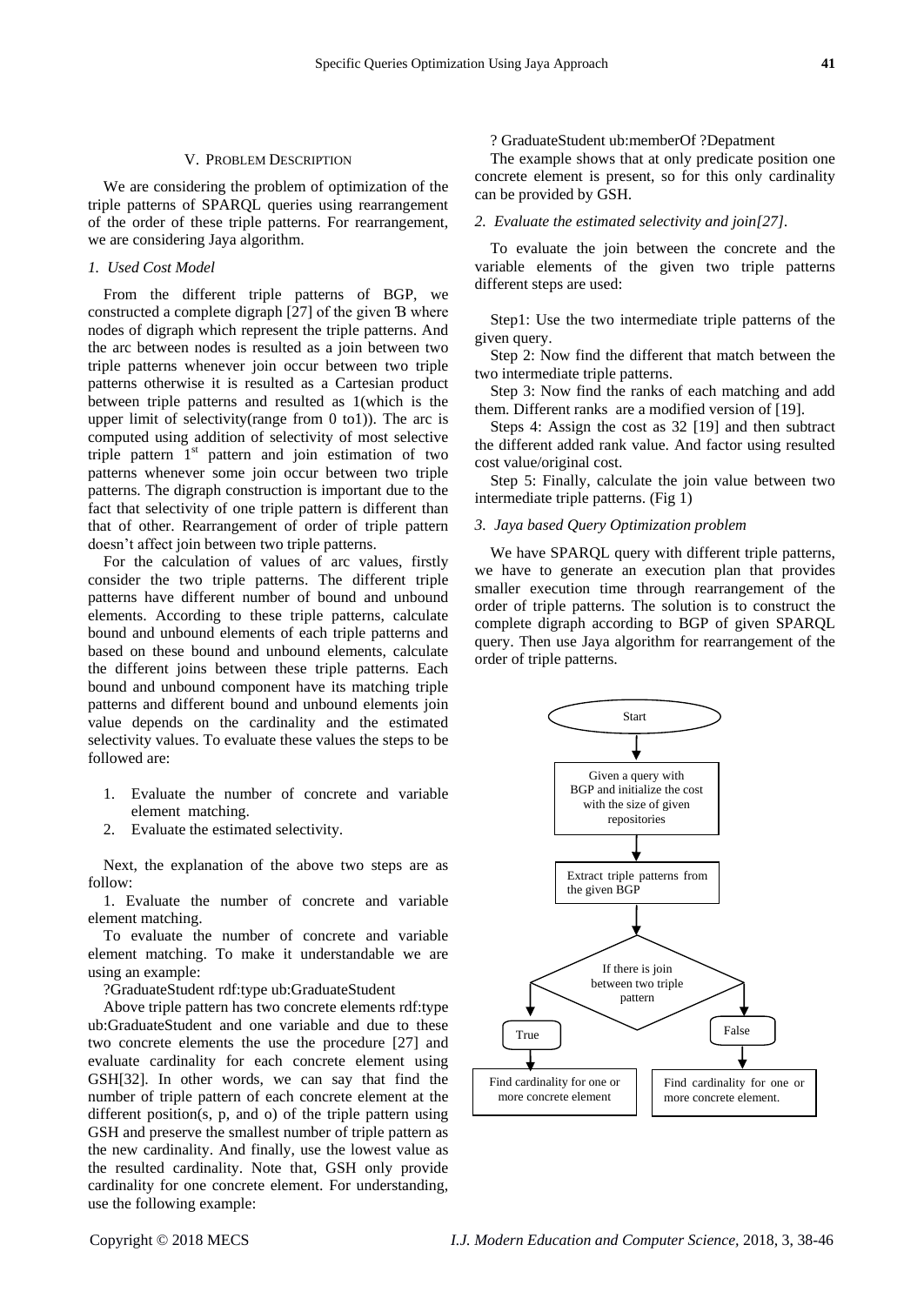## V. Problem Description

We are considering the problem of optimization of the triple patterns of SPARQL queries using rearrangement of the order of these triple patterns. For rearrangement, we are considering Jaya algorithm.

### *1. Used Cost Model*

From the different triple patterns of BGP, we constructed a complete digraph [27] of the given Ɓ where nodes of digraph which represent the triple patterns. And the arc between nodes is resulted as a join between two triple patterns whenever join occur between two triple patterns otherwise it is resulted as a Cartesian product between triple patterns and resulted as 1(which is the upper limit of selectivity(range from 0 to1)). The arc is computed using addition of selectivity of most selective triple pattern 1st pattern and join estimation of two patterns whenever some join occur between two triple patterns. The digraph construction is important due to the fact that selectivity of one triple pattern is different than that of other. Rearrangement of order of triple pattern doesn't affect join between two triple patterns.

For the calculation of values of arc values, firstly consider the two triple patterns. The different triple patterns have different number of bound and unbound elements. According to these triple patterns, calculate bound and unbound elements of each triple patterns and based on these bound and unbound elements, calculate the different joins between these triple patterns. Each bound and unbound component have its matching triple patterns and different bound and unbound elements join value depends on the cardinality and the estimated selectivity values. To evaluate these values the steps to be followed are:

1. Evaluate the number of concrete and variable element matching.
2. Evaluate the estimated selectivity.

Next, the explanation of the above two steps are as follow:

1. Evaluate the number of concrete and variable element matching.

To evaluate the number of concrete and variable element matching. To make it understandable we are using an example:

?GraduateStudent rdf:type ub:GraduateStudent

Above triple pattern has two concrete elements rdf:type ub:GraduateStudent and one variable and due to these two concrete elements the use the procedure [27] and evaluate cardinality for each concrete element using GSH[32]. In other words, we can say that find the number of triple pattern of each concrete element at the different position(s, p, and o) of the triple pattern using GSH and preserve the smallest number of triple pattern as the new cardinality. And finally, use the lowest value as the resulted cardinality. Note that, GSH only provide cardinality for one concrete element. For understanding, use the following example:

? GraduateStudent ub:memberOf ?Depatment

The example shows that at only predicate position one concrete element is present, so for this only cardinality can be provided by GSH.

### *2. Evaluate the estimated selectivity and join[27].*

To evaluate the join between the concrete and the variable elements of the given two triple patterns different steps are used:

Step1: Use the two intermediate triple patterns of the given query.

Step 2: Now find the different that match between the two intermediate triple patterns.

Step 3: Now find the ranks of each matching and add them. Different ranks are a modified version of [19].

Steps 4: Assign the cost as 32 [19] and then subtract the different added rank value. And factor using resulted cost value/original cost.

Step 5: Finally, calculate the join value between two intermediate triple patterns. (Fig 1)

### *3. Jaya based Query Optimization problem*

We have SPARQL query with different triple patterns, we have to generate an execution plan that provides smaller execution time through rearrangement of the order of triple patterns. The solution is to construct the complete digraph according to BGP of given SPARQL query. Then use Jaya algorithm for rearrangement of the order of triple patterns.

Start

Given a query with BGP and initialize the cost with the size of given repositories

Extract triple patterns from the given BGP

If there is join between two triple pattern

True

False

Find cardinality for one or more concrete element

Find cardinality for one or more concrete element.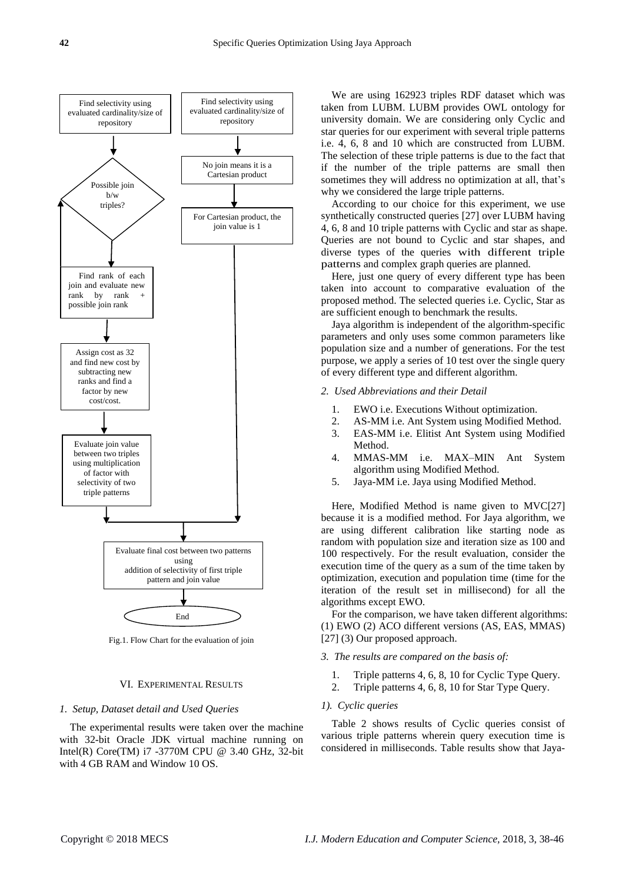Find selectivity using evaluated cardinality/size of repository

Possible join b/w triples?

Find rank of each join and evaluate new rank by rank + possible join rank

Assign cost as 32 and find new cost by subtracting new ranks and find a factor by new cost/cost.

Evaluate join value between two triples using multiplication of factor with selectivity of two triple patterns

Find selectivity using evaluated cardinality/size of repository

No join means it is a Cartesian product

For Cartesian product, the join value is 1

Evaluate final cost between two patterns using addition of selectivity of first triple pattern and join value

End

Fig.1. Flow Chart for the evaluation of join

## VI. Experimental Results

### *1. Setup, Dataset detail and Used Queries*

The experimental results were taken over the machine with 32-bit Oracle JDK virtual machine running on Intel(R) Core(TM) i7 -3770M CPU @ 3.40 GHz, 32-bit with 4 GB RAM and Window 10 OS.

We are using 162923 triples RDF dataset which was taken from LUBM. LUBM provides OWL ontology for university domain. We are considering only Cyclic and star queries for our experiment with several triple patterns i.e. 4, 6, 8 and 10 which are constructed from LUBM. The selection of these triple patterns is due to the fact that if the number of the triple patterns are small then sometimes they will address no optimization at all, that's why we considered the large triple patterns.

According to our choice for this experiment, we use synthetically constructed queries [27] over LUBM having 4, 6, 8 and 10 triple patterns with Cyclic and star as shape. Queries are not bound to Cyclic and star shapes, and diverse types of the queries with different triple patterns and complex graph queries are planned.

Here, just one query of every different type has been taken into account to comparative evaluation of the proposed method. The selected queries i.e. Cyclic, Star as are sufficient enough to benchmark the results.

Jaya algorithm is independent of the algorithm-specific parameters and only uses some common parameters like population size and a number of generations. For the test purpose, we apply a series of 10 test over the single query of every different type and different algorithm.

### *2. Used Abbreviations and their Detail*

1. EWO i.e. Executions Without optimization.
2. AS-MM i.e. Ant System using Modified Method.
3. EAS-MM i.e. Elitist Ant System using Modified Method.
4. MMAS-MM i.e. MAX–MIN Ant System algorithm using Modified Method.
5. Jaya-MM i.e. Jaya using Modified Method.

Here, Modified Method is name given to MVC[27] because it is a modified method. For Jaya algorithm, we are using different calibration like starting node as random with population size and iteration size as 100 and 100 respectively. For the result evaluation, consider the execution time of the query as a sum of the time taken by optimization, execution and population time (time for the iteration of the result set in millisecond) for all the algorithms except EWO.

For the comparison, we have taken different algorithms: (1) EWO (2) ACO different versions (AS, EAS, MMAS) [27] (3) Our proposed approach.

### *3. The results are compared on the basis of:*

1. Triple patterns 4, 6, 8, 10 for Cyclic Type Query.
2. Triple patterns 4, 6, 8, 10 for Star Type Query.

#### *1). Cyclic queries*

Table 2 shows results of Cyclic queries consist of various triple patterns wherein query execution time is considered in milliseconds. Table results show that Jaya-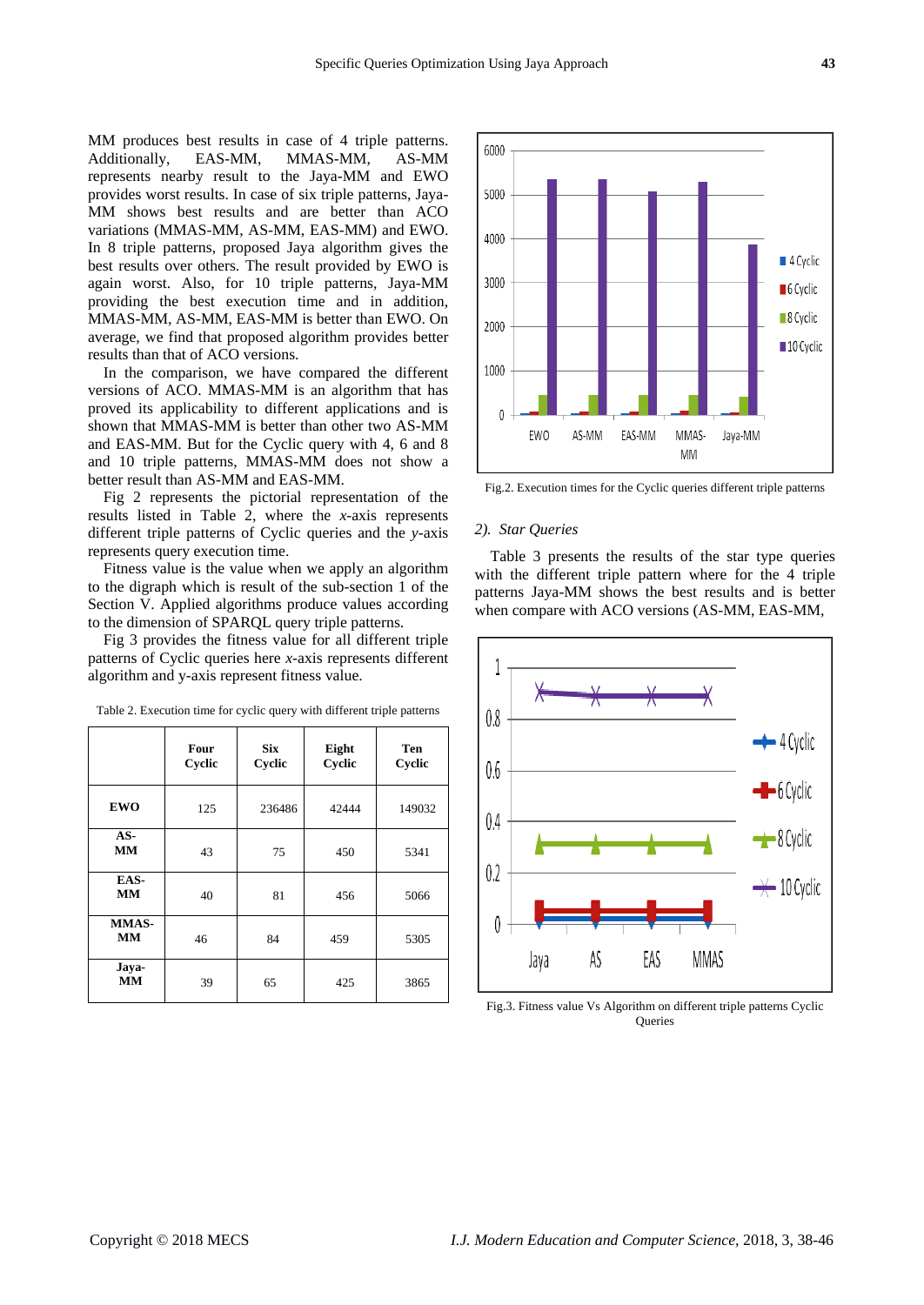MM produces best results in case of 4 triple patterns. Additionally, EAS-MM, MMAS-MM, AS-MM represents nearby result to the Jaya-MM and EWO provides worst results. In case of six triple patterns, Jaya-MM shows best results and are better than ACO variations (MMAS-MM, AS-MM, EAS-MM) and EWO. In 8 triple patterns, proposed Jaya algorithm gives the best results over others. The result provided by EWO is again worst. Also, for 10 triple patterns, Jaya-MM providing the best execution time and in addition, MMAS-MM, AS-MM, EAS-MM is better than EWO. On average, we find that proposed algorithm provides better results than that of ACO versions.

In the comparison, we have compared the different versions of ACO. MMAS-MM is an algorithm that has proved its applicability to different applications and is shown that MMAS-MM is better than other two AS-MM and EAS-MM. But for the Cyclic query with 4, 6 and 8 and 10 triple patterns, MMAS-MM does not show a better result than AS-MM and EAS-MM.

Fig 2 represents the pictorial representation of the results listed in Table 2, where the *x*-axis represents different triple patterns of Cyclic queries and the *y*-axis represents query execution time.

Fitness value is the value when we apply an algorithm to the digraph which is result of the sub-section 1 of the Section V. Applied algorithms produce values according to the dimension of SPARQL query triple patterns.

Fig 3 provides the fitness value for all different triple patterns of Cyclic queries here *x*-axis represents different algorithm and y-axis represent fitness value.

Table 2. Execution time for cyclic query with different triple patterns

| | Four Cyclic | Six Cyclic | Eight Cyclic | Ten Cyclic |
|---|---|---|---|---|
| EWO | 125 | 236486 | 42444 | 149032 |
| AS-MM | 43 | 75 | 450 | 5341 |
| EAS-MM | 40 | 81 | 456 | 5066 |
| MMAS-MM | 46 | 84 | 459 | 5305 |
| Jaya-MM | 39 | 65 | 425 | 3865 |

Fig.2. Execution times for the Cyclic queries different triple patterns

*2). Star Queries*

Table 3 presents the results of the star type queries with the different triple pattern where for the 4 triple patterns Jaya-MM shows the best results and is better when compare with ACO versions (AS-MM, EAS-MM,

Fig.3. Fitness value Vs Algorithm on different triple patterns Cyclic Queries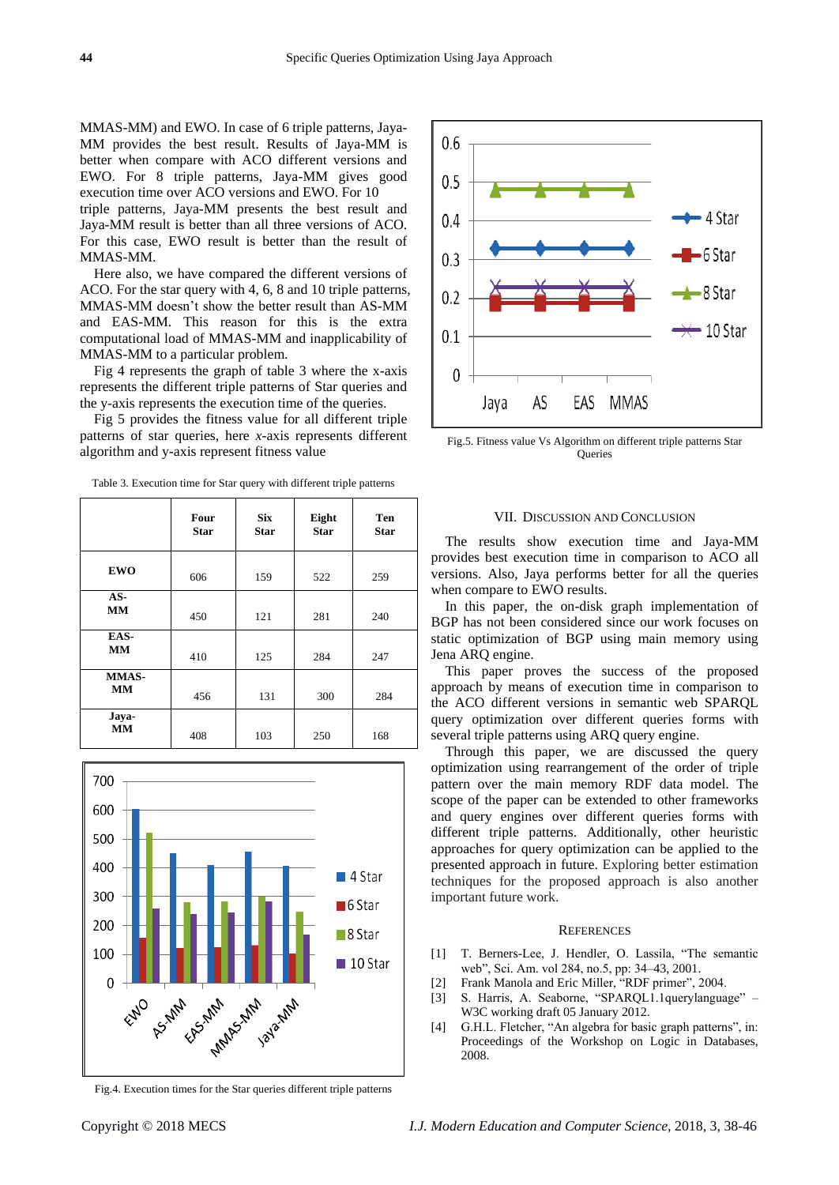MMAS-MM) and EWO. In case of 6 triple patterns, Jaya-MM provides the best result. Results of Jaya-MM is better when compare with ACO different versions and EWO. For 8 triple patterns, Jaya-MM gives good execution time over ACO versions and EWO. For 10 triple patterns, Jaya-MM presents the best result and Jaya-MM result is better than all three versions of ACO. For this case, EWO result is better than the result of MMAS-MM.

Here also, we have compared the different versions of ACO. For the star query with 4, 6, 8 and 10 triple patterns, MMAS-MM doesn't show the better result than AS-MM and EAS-MM. This reason for this is the extra computational load of MMAS-MM and inapplicability of MMAS-MM to a particular problem.

Fig 4 represents the graph of table 3 where the x-axis represents the different triple patterns of Star queries and the y-axis represents the execution time of the queries.

Fig 5 provides the fitness value for all different triple patterns of star queries, here *x*-axis represents different algorithm and y-axis represent fitness value

Table 3. Execution time for Star query with different triple patterns

| | Four Star | Six Star | Eight Star | Ten Star |
|---|---|---|---|---|
| **EWO** | 606 | 159 | 522 | 259 |
| **AS-MM** | 450 | 121 | 281 | 240 |
| **EAS-MM** | 410 | 125 | 284 | 247 |
| **MMAS-MM** | 456 | 131 | 300 | 284 |
| **Jaya-MM** | 408 | 103 | 250 | 168 |

Fig.4. Execution times for the Star queries different triple patterns

Fig.5. Fitness value Vs Algorithm on different triple patterns Star Queries

## VII. Discussion and Conclusion

The results show execution time and Jaya-MM provides best execution time in comparison to ACO all versions. Also, Jaya performs better for all the queries when compare to EWO results.

In this paper, the on-disk graph implementation of BGP has not been considered since our work focuses on static optimization of BGP using main memory using Jena ARQ engine.

This paper proves the success of the proposed approach by means of execution time in comparison to the ACO different versions in semantic web SPARQL query optimization over different queries forms with several triple patterns using ARQ query engine.

Through this paper, we are discussed the query optimization using rearrangement of the order of triple pattern over the main memory RDF data model. The scope of the paper can be extended to other frameworks and query engines over different queries forms with different triple patterns. Additionally, other heuristic approaches for query optimization can be applied to the presented approach in future. Exploring better estimation techniques for the proposed approach is also another important future work.

## References

[1] T. Berners-Lee, J. Hendler, O. Lassila, "The semantic web", Sci. Am. vol 284, no.5, pp: 34–43, 2001.

[2] Frank Manola and Eric Miller, "RDF primer", 2004.

[3] S. Harris, A. Seaborne, "SPARQL1.1querylanguage" – W3C working draft 05 January 2012.

[4] G.H.L. Fletcher, "An algebra for basic graph patterns", in: Proceedings of the Workshop on Logic in Databases, 2008.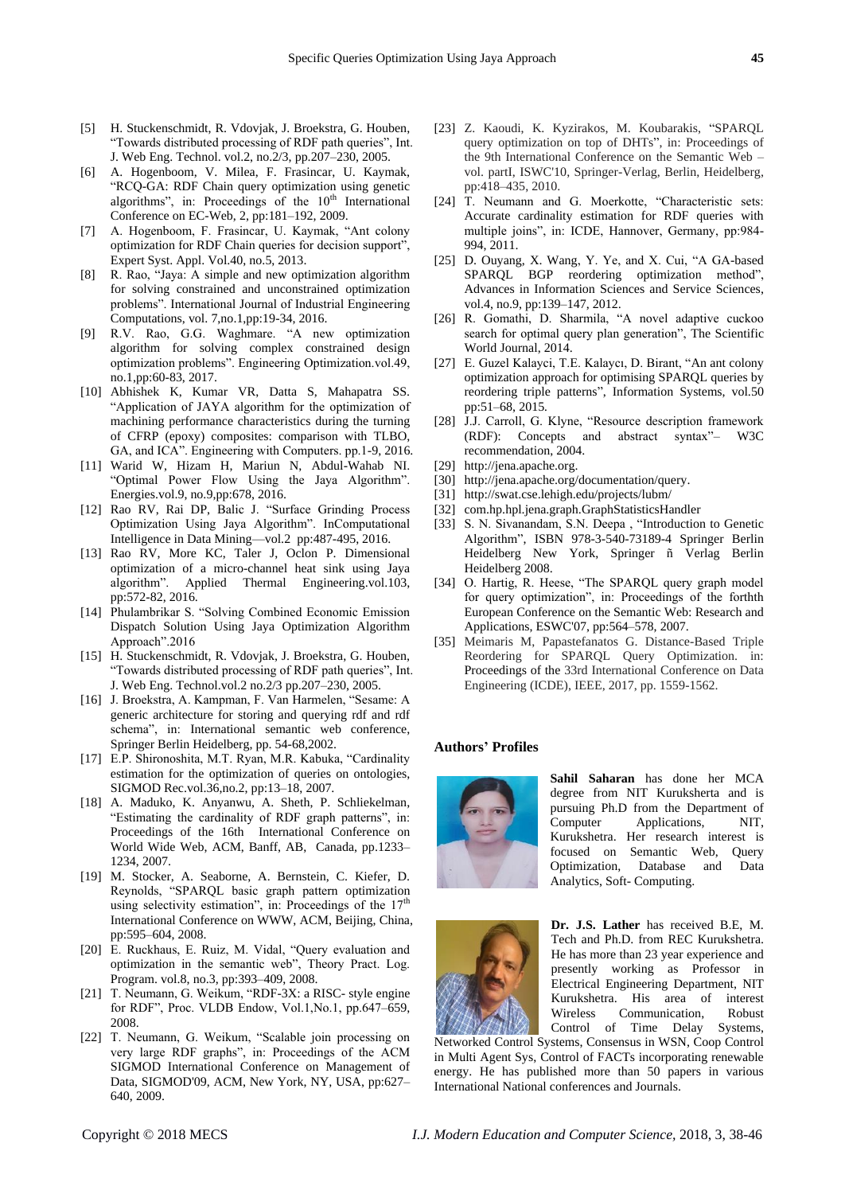[5] H. Stuckenschmidt, R. Vdovjak, J. Broekstra, G. Houben, "Towards distributed processing of RDF path queries", Int. J. Web Eng. Technol. vol.2, no.2/3, pp.207–230, 2005.

[6] A. Hogenboom, V. Milea, F. Frasincar, U. Kaymak, "RCQ-GA: RDF Chain query optimization using genetic algorithms", in: Proceedings of the 10th International Conference on EC-Web, 2, pp:181–192, 2009.

[7] A. Hogenboom, F. Frasincar, U. Kaymak, "Ant colony optimization for RDF Chain queries for decision support", Expert Syst. Appl. Vol.40, no.5, 2013.

[8] R. Rao, "Jaya: A simple and new optimization algorithm for solving constrained and unconstrained optimization problems". International Journal of Industrial Engineering Computations, vol. 7,no.1,pp:19-34, 2016.

[9] R.V. Rao, G.G. Waghmare. "A new optimization algorithm for solving complex constrained design optimization problems". Engineering Optimization.vol.49, no.1,pp:60-83, 2017.

[10] Abhishek K, Kumar VR, Datta S, Mahapatra SS. "Application of JAYA algorithm for the optimization of machining performance characteristics during the turning of CFRP (epoxy) composites: comparison with TLBO, GA, and ICA". Engineering with Computers. pp.1-9, 2016.

[11] Warid W, Hizam H, Mariun N, Abdul-Wahab NI. "Optimal Power Flow Using the Jaya Algorithm". Energies.vol.9, no.9,pp:678, 2016.

[12] Rao RV, Rai DP, Balic J. "Surface Grinding Process Optimization Using Jaya Algorithm". InComputational Intelligence in Data Mining—vol.2 pp:487-495, 2016.

[13] Rao RV, More KC, Taler J, Oclon P. Dimensional optimization of a micro-channel heat sink using Jaya algorithm". Applied Thermal Engineering.vol.103, pp:572-82, 2016.

[14] Phulambrikar S. "Solving Combined Economic Emission Dispatch Solution Using Jaya Optimization Algorithm Approach".2016

[15] H. Stuckenschmidt, R. Vdovjak, J. Broekstra, G. Houben, "Towards distributed processing of RDF path queries", Int. J. Web Eng. Technol.vol.2 no.2/3 pp.207–230, 2005.

[16] J. Broekstra, A. Kampman, F. Van Harmelen, "Sesame: A generic architecture for storing and querying rdf and rdf schema", in: International semantic web conference, Springer Berlin Heidelberg, pp. 54-68,2002.

[17] E.P. Shironoshita, M.T. Ryan, M.R. Kabuka, "Cardinality estimation for the optimization of queries on ontologies, SIGMOD Rec.vol.36,no.2, pp:13–18, 2007.

[18] A. Maduko, K. Anyanwu, A. Sheth, P. Schliekelman, "Estimating the cardinality of RDF graph patterns", in: Proceedings of the 16th International Conference on World Wide Web, ACM, Banff, AB, Canada, pp.1233–1234, 2007.

[19] M. Stocker, A. Seaborne, A. Bernstein, C. Kiefer, D. Reynolds, "SPARQL basic graph pattern optimization using selectivity estimation", in: Proceedings of the 17th International Conference on WWW, ACM, Beijing, China, pp:595–604, 2008.

[20] E. Ruckhaus, E. Ruiz, M. Vidal, "Query evaluation and optimization in the semantic web", Theory Pract. Log. Program. vol.8, no.3, pp:393–409, 2008.

[21] T. Neumann, G. Weikum, "RDF-3X: a RISC- style engine for RDF", Proc. VLDB Endow, Vol.1,No.1, pp.647–659, 2008.

[22] T. Neumann, G. Weikum, "Scalable join processing on very large RDF graphs", in: Proceedings of the ACM SIGMOD International Conference on Management of Data, SIGMOD'09, ACM, New York, NY, USA, pp:627–640, 2009.

[23] Z. Kaoudi, K. Kyzirakos, M. Koubarakis, "SPARQL query optimization on top of DHTs", in: Proceedings of the 9th International Conference on the Semantic Web – vol. partI, ISWC'10, Springer-Verlag, Berlin, Heidelberg, pp:418–435, 2010.

[24] T. Neumann and G. Moerkotte, "Characteristic sets: Accurate cardinality estimation for RDF queries with multiple joins", in: ICDE, Hannover, Germany, pp:984-994, 2011.

[25] D. Ouyang, X. Wang, Y. Ye, and X. Cui, "A GA-based SPARQL BGP reordering optimization method", Advances in Information Sciences and Service Sciences, vol.4, no.9, pp:139–147, 2012.

[26] R. Gomathi, D. Sharmila, "A novel adaptive cuckoo search for optimal query plan generation", The Scientific World Journal, 2014.

[27] E. Guzel Kalayci, T.E. Kalaycı, D. Birant, "An ant colony optimization approach for optimising SPARQL queries by reordering triple patterns", Information Systems, vol.50 pp:51–68, 2015.

[28] J.J. Carroll, G. Klyne, "Resource description framework (RDF): Concepts and abstract syntax"– W3C recommendation, 2004.

[29] http://jena.apache.org.

[30] http://jena.apache.org/documentation/query.

[31] http://swat.cse.lehigh.edu/projects/lubm/

[32] com.hp.hpl.jena.graph.GraphStatisticsHandler

[33] S. N. Sivanandam, S.N. Deepa , "Introduction to Genetic Algorithm", ISBN 978-3-540-73189-4 Springer Berlin Heidelberg New York, Springer ñ Verlag Berlin Heidelberg 2008.

[34] O. Hartig, R. Heese, "The SPARQL query graph model for query optimization", in: Proceedings of the forthth European Conference on the Semantic Web: Research and Applications, ESWC'07, pp:564–578, 2007.

[35] Meimaris M, Papastefanatos G. Distance-Based Triple Reordering for SPARQL Query Optimization. in: Proceedings of the 33rd International Conference on Data Engineering (ICDE), IEEE, 2017, pp. 1559-1562.

## Authors' Profiles

**Sahil Saharan** has done her MCA degree from NIT Kurukshetra and is pursuing Ph.D from the Department of Computer Applications, NIT, Kurukshetra. Her research interest is focused on Semantic Web, Query Optimization, Database and Data Analytics, Soft- Computing.

**Dr. J.S. Lather** has received B.E, M. Tech and Ph.D. from REC Kurukshetra. He has more than 23 year experience and presently working as Professor in Electrical Engineering Department, NIT Kurukshetra. His area of interest Wireless Communication, Robust Control of Time Delay Systems, Networked Control Systems, Consensus in WSN, Coop Control in Multi Agent Sys, Control of FACTs incorporating renewable energy. He has published more than 50 papers in various International National conferences and Journals.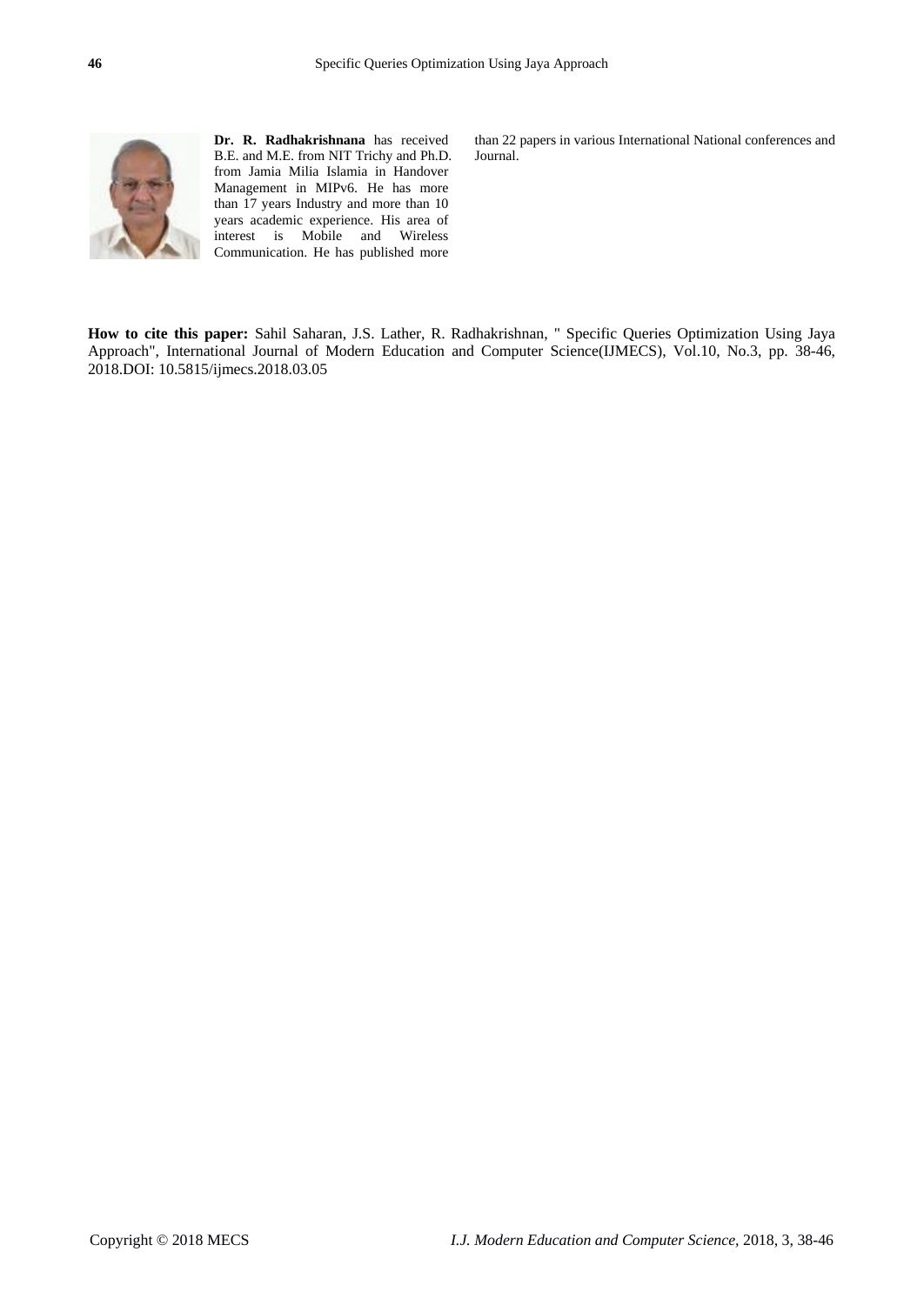**Dr. R. Radhakrishnana** has received B.E. and M.E. from NIT Trichy and Ph.D. from Jamia Milia Islamia in Handover Management in MIPv6. He has more than 17 years Industry and more than 10 years academic experience. His area of interest is Mobile and Wireless Communication. He has published more than 22 papers in various International National conferences and Journal.

**How to cite this paper:** Sahil Saharan, J.S. Lather, R. Radhakrishnan, " Specific Queries Optimization Using Jaya Approach", International Journal of Modern Education and Computer Science(IJMECS), Vol.10, No.3, pp. 38-46, 2018.DOI: 10.5815/ijmecs.2018.03.05